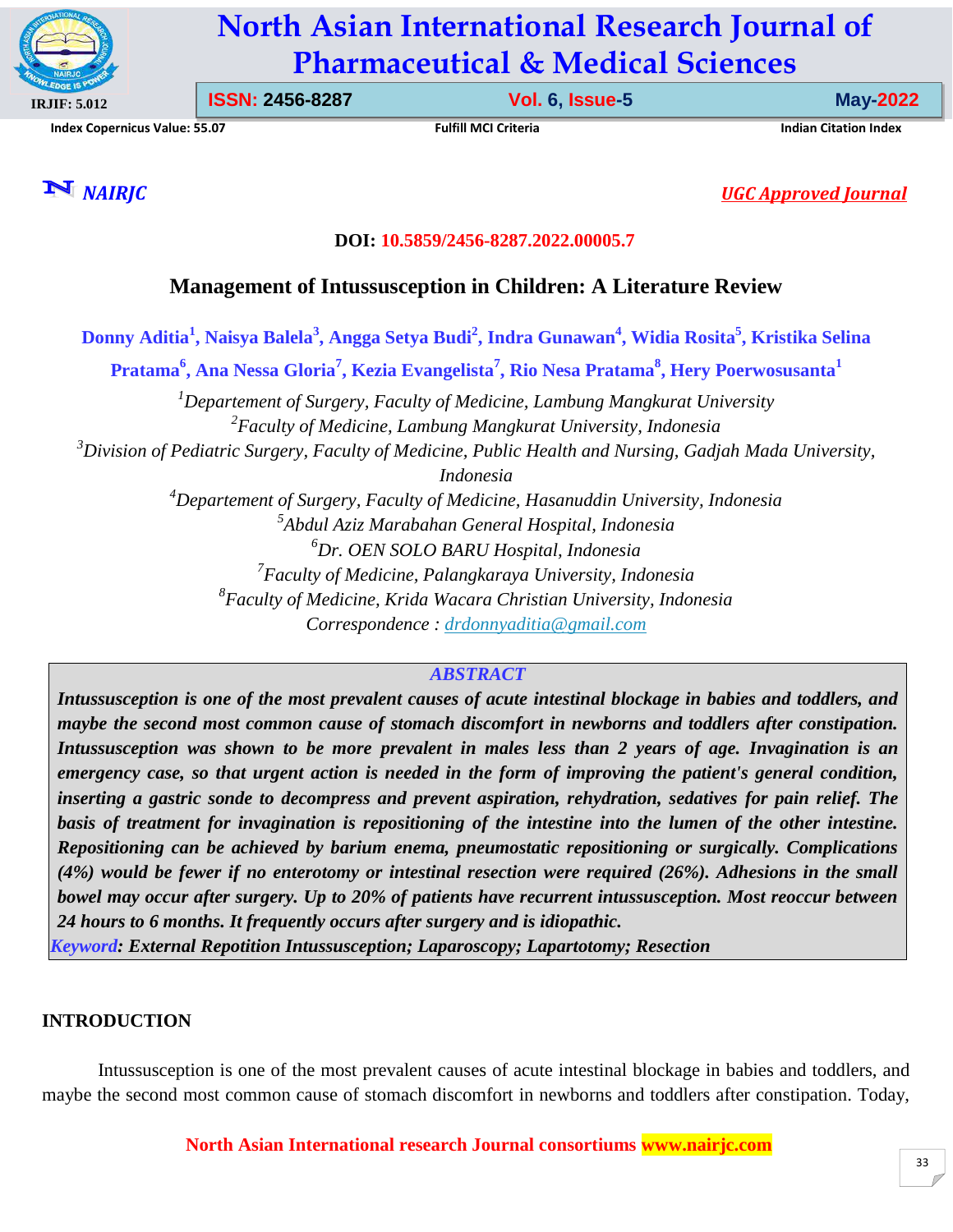DOI: 10.5859/2456-8287.2022.00005.7

# Management of Intussusception in Children: A Literature Review

**Donny Aditia[1], Naisya Balela[3], Angga Setya Budi[2], Indra Gunawan[4], Widia Rosita[5], Kristika Selina Pratama[6], Ana Nessa Gloria[7], Kezia Evangelista[7], Rio Nesa Pratama[8], Hery Poerwosusanta[1]**

*[1]Departement of Surgery, Faculty of Medicine, Lambung Mangkurat University*
*[2]Faculty of Medicine, Lambung Mangkurat University, Indonesia*
*[3]Division of Pediatric Surgery, Faculty of Medicine, Public Health and Nursing, Gadjah Mada University, Indonesia*
*[4]Departement of Surgery, Faculty of Medicine, Hasanuddin University, Indonesia*
*[5]Abdul Aziz Marabahan General Hospital, Indonesia*
*[6]Dr. OEN SOLO BARU Hospital, Indonesia*
*[7]Faculty of Medicine, Palangkaraya University, Indonesia*
*[8]Faculty of Medicine, Krida Wacara Christian University, Indonesia*
*Correspondence : drdonnyaditia@gmail.com*

## ABSTRACT

***Intussusception is one of the most prevalent causes of acute intestinal blockage in babies and toddlers, and maybe the second most common cause of stomach discomfort in newborns and toddlers after constipation. Intussusception was shown to be more prevalent in males less than 2 years of age. Invagination is an emergency case, so that urgent action is needed in the form of improving the patient's general condition, inserting a gastric sonde to decompress and prevent aspiration, rehydration, sedatives for pain relief. The basis of treatment for invagination is repositioning of the intestine into the lumen of the other intestine. Repositioning can be achieved by barium enema, pneumostatic repositioning or surgically. Complications (4%) would be fewer if no enterotomy or intestinal resection were required (26%). Adhesions in the small bowel may occur after surgery. Up to 20% of patients have recurrent intussusception. Most reoccur between 24 hours to 6 months. It frequently occurs after surgery and is idiopathic.***

***Keyword: External Repotition Intussusception; Laparoscopy; Lapartotomy; Resection***

## INTRODUCTION

Intussusception is one of the most prevalent causes of acute intestinal blockage in babies and toddlers, and maybe the second most common cause of stomach discomfort in newborns and toddlers after constipation. Today,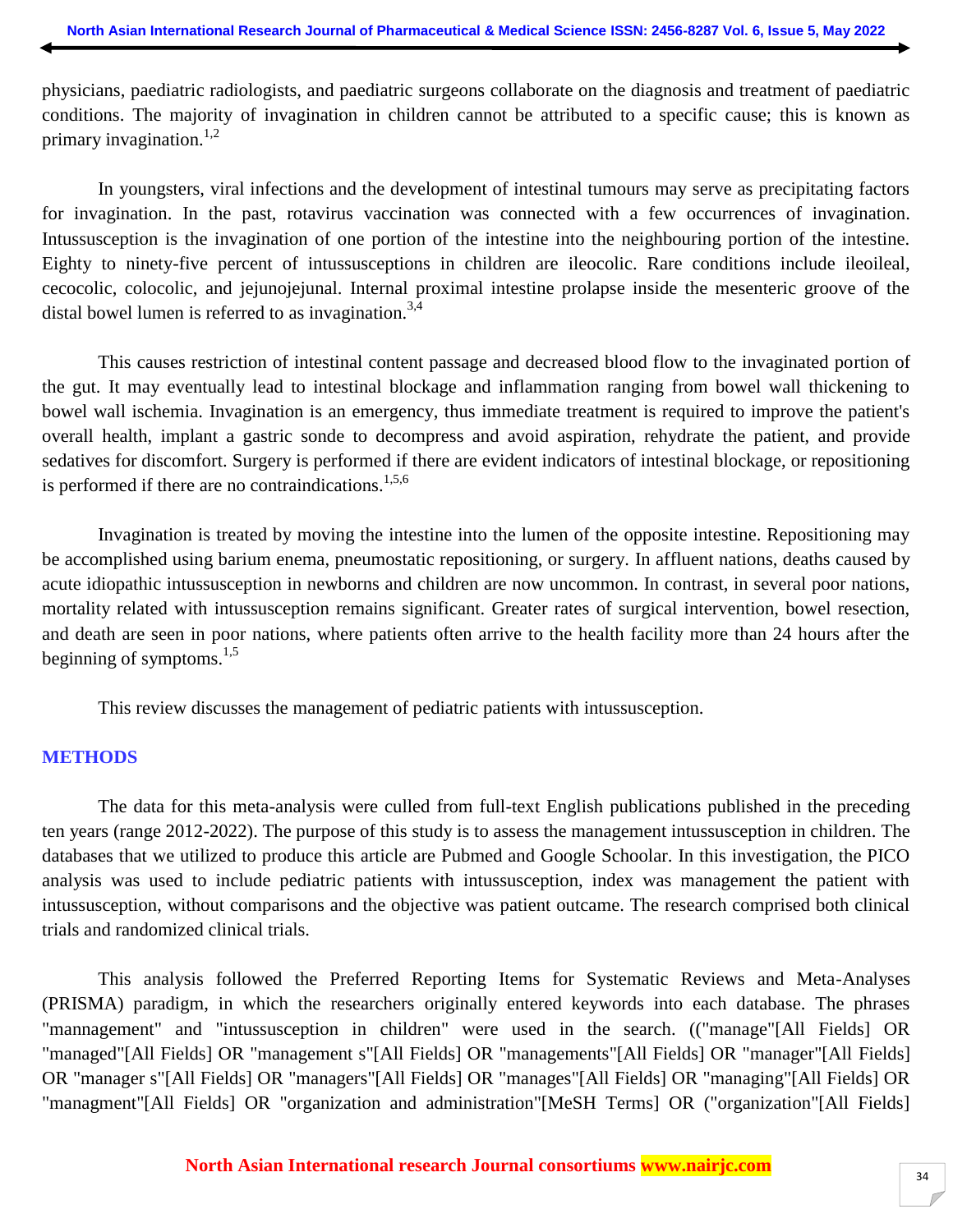physicians, paediatric radiologists, and paediatric surgeons collaborate on the diagnosis and treatment of paediatric conditions. The majority of invagination in children cannot be attributed to a specific cause; this is known as primary invagination.[1,2]

In youngsters, viral infections and the development of intestinal tumours may serve as precipitating factors for invagination. In the past, rotavirus vaccination was connected with a few occurrences of invagination. Intussusception is the invagination of one portion of the intestine into the neighbouring portion of the intestine. Eighty to ninety-five percent of intussusceptions in children are ileocolic. Rare conditions include ileoileal, cecocolic, colocolic, and jejunojejunal. Internal proximal intestine prolapse inside the mesenteric groove of the distal bowel lumen is referred to as invagination.[3,4]

This causes restriction of intestinal content passage and decreased blood flow to the invaginated portion of the gut. It may eventually lead to intestinal blockage and inflammation ranging from bowel wall thickening to bowel wall ischemia. Invagination is an emergency, thus immediate treatment is required to improve the patient's overall health, implant a gastric sonde to decompress and avoid aspiration, rehydrate the patient, and provide sedatives for discomfort. Surgery is performed if there are evident indicators of intestinal blockage, or repositioning is performed if there are no contraindications.[1,5,6]

Invagination is treated by moving the intestine into the lumen of the opposite intestine. Repositioning may be accomplished using barium enema, pneumostatic repositioning, or surgery. In affluent nations, deaths caused by acute idiopathic intussusception in newborns and children are now uncommon. In contrast, in several poor nations, mortality related with intussusception remains significant. Greater rates of surgical intervention, bowel resection, and death are seen in poor nations, where patients often arrive to the health facility more than 24 hours after the beginning of symptoms.[1,5]

This review discusses the management of pediatric patients with intussusception.

## METHODS

The data for this meta-analysis were culled from full-text English publications published in the preceding ten years (range 2012-2022). The purpose of this study is to assess the management intussusception in children. The databases that we utilized to produce this article are Pubmed and Google Schoolar. In this investigation, the PICO analysis was used to include pediatric patients with intussusception, index was management the patient with intussusception, without comparisons and the objective was patient outcame. The research comprised both clinical trials and randomized clinical trials.

This analysis followed the Preferred Reporting Items for Systematic Reviews and Meta-Analyses (PRISMA) paradigm, in which the researchers originally entered keywords into each database. The phrases "mannagement" and "intussusception in children" were used in the search. (("manage"[All Fields] OR "managed"[All Fields] OR "management s"[All Fields] OR "managements"[All Fields] OR "manager"[All Fields] OR "manager s"[All Fields] OR "managers"[All Fields] OR "manages"[All Fields] OR "managing"[All Fields] OR "managment"[All Fields] OR "organization and administration"[MeSH Terms] OR ("organization"[All Fields]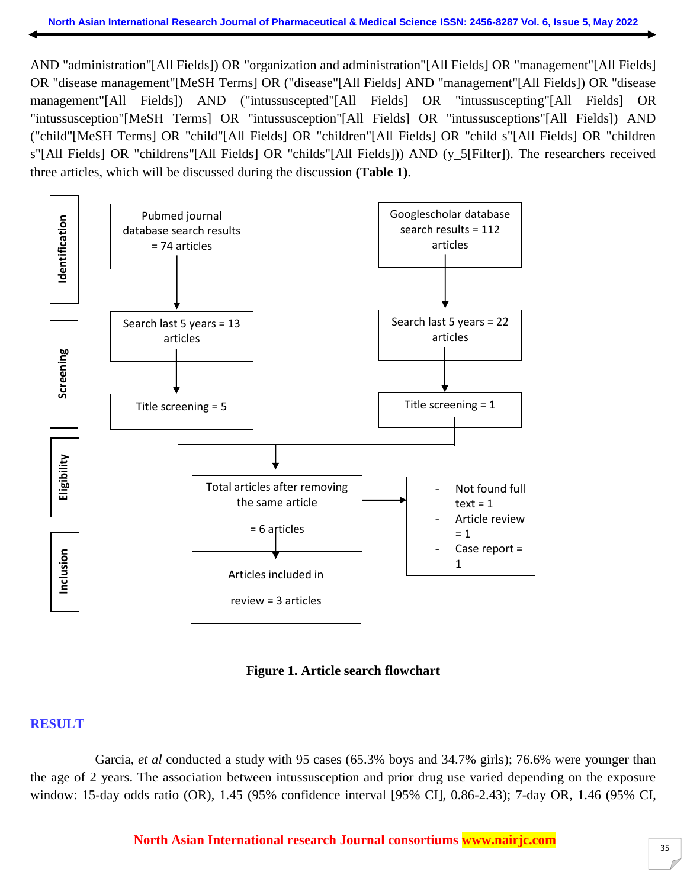AND "administration"[All Fields]) OR "organization and administration"[All Fields] OR "management"[All Fields] OR "disease management"[MeSH Terms] OR ("disease"[All Fields] AND "management"[All Fields]) OR "disease management"[All Fields]) AND ("intussuscepted"[All Fields] OR "intussuscepting"[All Fields] OR "intussusception"[MeSH Terms] OR "intussusception"[All Fields] OR "intussusceptions"[All Fields]) AND ("child"[MeSH Terms] OR "child"[All Fields] OR "children"[All Fields] OR "child s"[All Fields] OR "children s"[All Fields] OR "childrens"[All Fields] OR "childs"[All Fields])) AND (y_5[Filter]). The researchers received three articles, which will be discussed during the discussion **(Table 1)**.

**Identification**

- Pubmed journal database search results = 74 articles
- Googlescholar database search results = 112 articles

**Screening**

- Search last 5 years = 13 articles
- Search last 5 years = 22 articles
- Title screening = 5
- Title screening = 1

**Eligibility**

- Total articles after removing the same article = 6 articles
  - Not found full text = 1
  - Article review = 1
  - Case report = 1

**Inclusion**

- Articles included in review = 3 articles

**Figure 1. Article search flowchart**

## RESULT

Garcia, *et al* conducted a study with 95 cases (65.3% boys and 34.7% girls); 76.6% were younger than the age of 2 years. The association between intussusception and prior drug use varied depending on the exposure window: 15-day odds ratio (OR), 1.45 (95% confidence interval [95% CI], 0.86-2.43); 7-day OR, 1.46 (95% CI,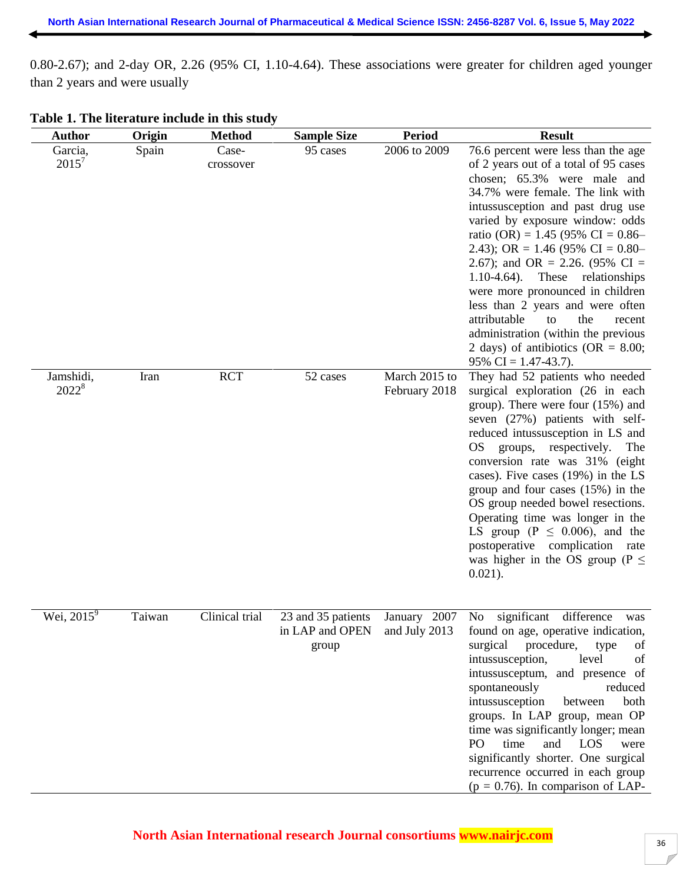0.80-2.67); and 2-day OR, 2.26 (95% CI, 1.10-4.64). These associations were greater for children aged younger than 2 years and were usually

**Table 1. The literature include in this study**

| Author | Origin | Method | Sample Size | Period | Result |
|---|---|---|---|---|---|
| Garcia, 2015[7] | Spain | Case-crossover | 95 cases | 2006 to 2009 | 76.6 percent were less than the age of 2 years out of a total of 95 cases chosen; 65.3% were male and 34.7% were female. The link with intussusception and past drug use varied by exposure window: odds ratio (OR) = 1.45 (95% CI = 0.86–2.43); OR = 1.46 (95% CI = 0.80–2.67); and OR = 2.26. (95% CI = 1.10-4.64). These relationships were more pronounced in children less than 2 years and were often attributable to the recent administration (within the previous 2 days) of antibiotics (OR = 8.00; 95% CI = 1.47-43.7). |
| Jamshidi, 2022[8] | Iran | RCT | 52 cases | March 2015 to February 2018 | They had 52 patients who needed surgical exploration (26 in each group). There were four (15%) and seven (27%) patients with self-reduced intussusception in LS and OS groups, respectively. The conversion rate was 31% (eight cases). Five cases (19%) in the LS group and four cases (15%) in the OS group needed bowel resections. Operating time was longer in the LS group ($P \leq 0.006$), and the postoperative complication rate was higher in the OS group ($P \leq 0.021$). |
| Wei, 2015[9] | Taiwan | Clinical trial | 23 and 35 patients in LAP and OPEN group | January 2007 and July 2013 | No significant difference was found on age, operative indication, surgical procedure, type of intussusception, level of intussusceptum, and presence of spontaneously reduced intussusception between both groups. In LAP group, mean OP time was significantly longer; mean PO time and LOS were significantly shorter. One surgical recurrence occurred in each group ($p = 0.76$). In comparison of LAP- |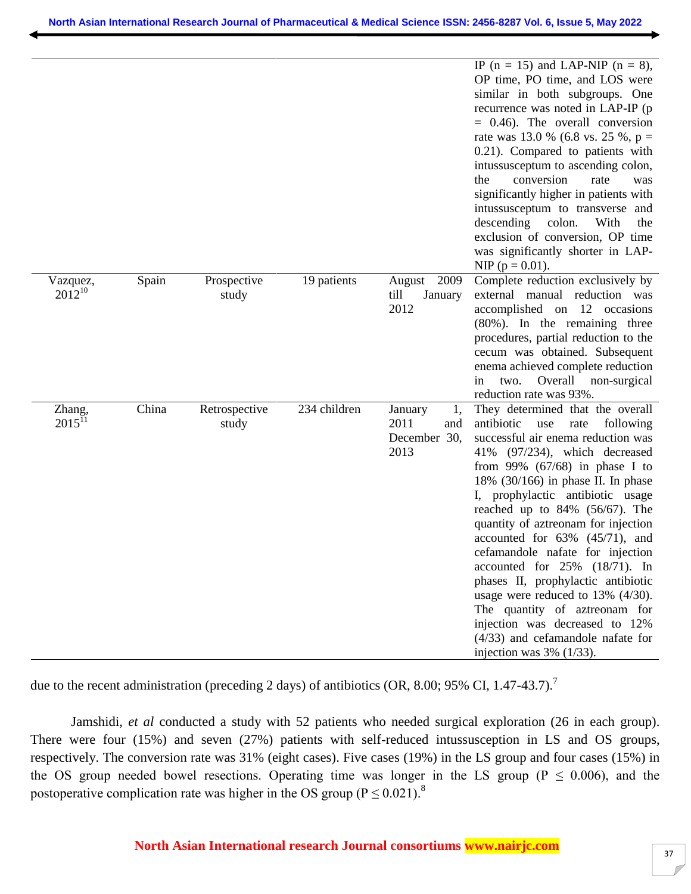| | | | | | |
|---|---|---|---|---|---|
| | | | | | IP (n = 15) and LAP-NIP (n = 8), OP time, PO time, and LOS were similar in both subgroups. One recurrence was noted in LAP-IP (p = 0.46). The overall conversion rate was 13.0 % (6.8 vs. 25 %, p = 0.21). Compared to patients with intussusceptum to ascending colon, the conversion rate was significantly higher in patients with intussusceptum to transverse and descending colon. With the exclusion of conversion, OP time was significantly shorter in LAP-NIP (p = 0.01). |
| Vazquez, 2012[10] | Spain | Prospective study | 19 patients | August 2009 till January 2012 | Complete reduction exclusively by external manual reduction was accomplished on 12 occasions (80%). In the remaining three procedures, partial reduction to the cecum was obtained. Subsequent enema achieved complete reduction in two. Overall non-surgical reduction rate was 93%. |
| Zhang, 2015[11] | China | Retrospective study | 234 children | January 1, 2011 and December 30, 2013 | They determined that the overall antibiotic use rate following successful air enema reduction was 41% (97/234), which decreased from 99% (67/68) in phase I to 18% (30/166) in phase II. In phase I, prophylactic antibiotic usage reached up to 84% (56/67). The quantity of aztreonam for injection accounted for 63% (45/71), and cefamandole nafate for injection accounted for 25% (18/71). In phases II, prophylactic antibiotic usage were reduced to 13% (4/30). The quantity of aztreonam for injection was decreased to 12% (4/33) and cefamandole nafate for injection was 3% (1/33). |

due to the recent administration (preceding 2 days) of antibiotics (OR, 8.00; 95% CI, 1.47-43.7).[7]

Jamshidi, *et al* conducted a study with 52 patients who needed surgical exploration (26 in each group). There were four (15%) and seven (27%) patients with self-reduced intussusception in LS and OS groups, respectively. The conversion rate was 31% (eight cases). Five cases (19%) in the LS group and four cases (15%) in the OS group needed bowel resections. Operating time was longer in the LS group ($P \leq 0.006$), and the postoperative complication rate was higher in the OS group ($P \leq 0.021$).[8]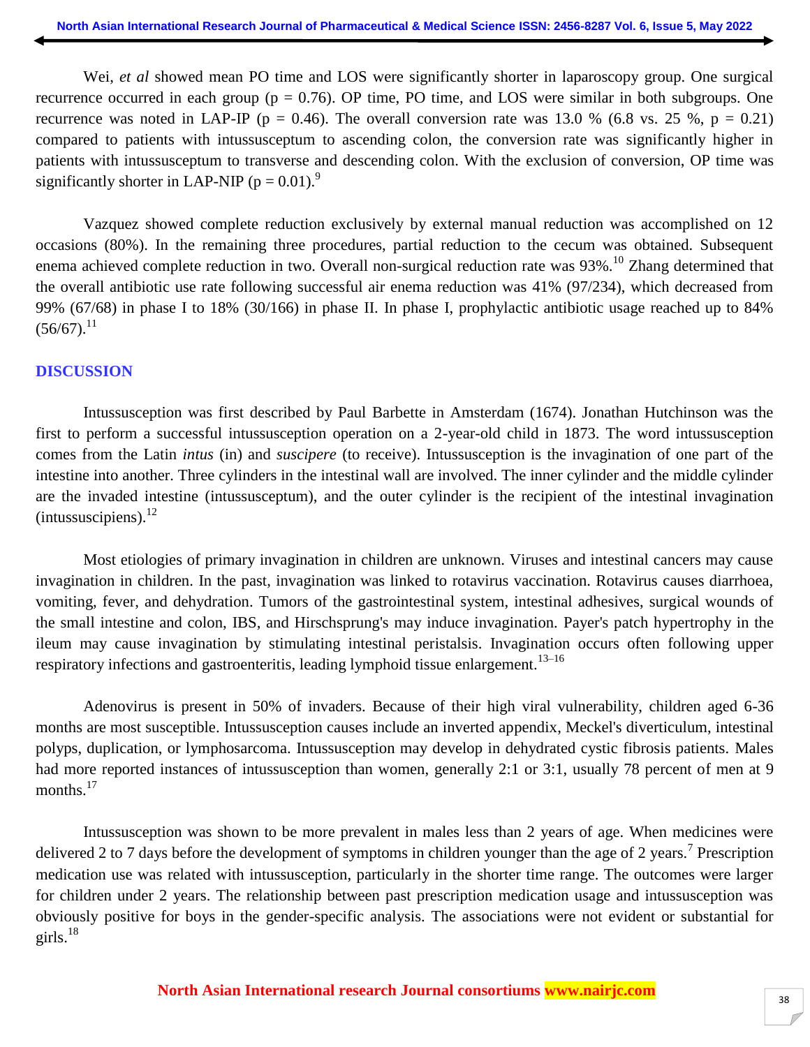Wei, *et al* showed mean PO time and LOS were significantly shorter in laparoscopy group. One surgical recurrence occurred in each group (p = 0.76). OP time, PO time, and LOS were similar in both subgroups. One recurrence was noted in LAP-IP (p = 0.46). The overall conversion rate was 13.0 % (6.8 vs. 25 %, p = 0.21) compared to patients with intussusceptum to ascending colon, the conversion rate was significantly higher in patients with intussusceptum to transverse and descending colon. With the exclusion of conversion, OP time was significantly shorter in LAP-NIP (p = 0.01).[9]

Vazquez showed complete reduction exclusively by external manual reduction was accomplished on 12 occasions (80%). In the remaining three procedures, partial reduction to the cecum was obtained. Subsequent enema achieved complete reduction in two. Overall non-surgical reduction rate was 93%.[10] Zhang determined that the overall antibiotic use rate following successful air enema reduction was 41% (97/234), which decreased from 99% (67/68) in phase I to 18% (30/166) in phase II. In phase I, prophylactic antibiotic usage reached up to 84% (56/67).[11]

## DISCUSSION

Intussusception was first described by Paul Barbette in Amsterdam (1674). Jonathan Hutchinson was the first to perform a successful intussusception operation on a 2-year-old child in 1873. The word intussusception comes from the Latin *intus* (in) and *suscipere* (to receive). Intussusception is the invagination of one part of the intestine into another. Three cylinders in the intestinal wall are involved. The inner cylinder and the middle cylinder are the invaded intestine (intussusceptum), and the outer cylinder is the recipient of the intestinal invagination (intussuscipiens).[12]

Most etiologies of primary invagination in children are unknown. Viruses and intestinal cancers may cause invagination in children. In the past, invagination was linked to rotavirus vaccination. Rotavirus causes diarrhoea, vomiting, fever, and dehydration. Tumors of the gastrointestinal system, intestinal adhesives, surgical wounds of the small intestine and colon, IBS, and Hirschsprung's may induce invagination. Payer's patch hypertrophy in the ileum may cause invagination by stimulating intestinal peristalsis. Invagination occurs often following upper respiratory infections and gastroenteritis, leading lymphoid tissue enlargement.[13–16]

Adenovirus is present in 50% of invaders. Because of their high viral vulnerability, children aged 6-36 months are most susceptible. Intussusception causes include an inverted appendix, Meckel's diverticulum, intestinal polyps, duplication, or lymphosarcoma. Intussusception may develop in dehydrated cystic fibrosis patients. Males had more reported instances of intussusception than women, generally 2:1 or 3:1, usually 78 percent of men at 9 months.[17]

Intussusception was shown to be more prevalent in males less than 2 years of age. When medicines were delivered 2 to 7 days before the development of symptoms in children younger than the age of 2 years.[7] Prescription medication use was related with intussusception, particularly in the shorter time range. The outcomes were larger for children under 2 years. The relationship between past prescription medication usage and intussusception was obviously positive for boys in the gender-specific analysis. The associations were not evident or substantial for girls.[18]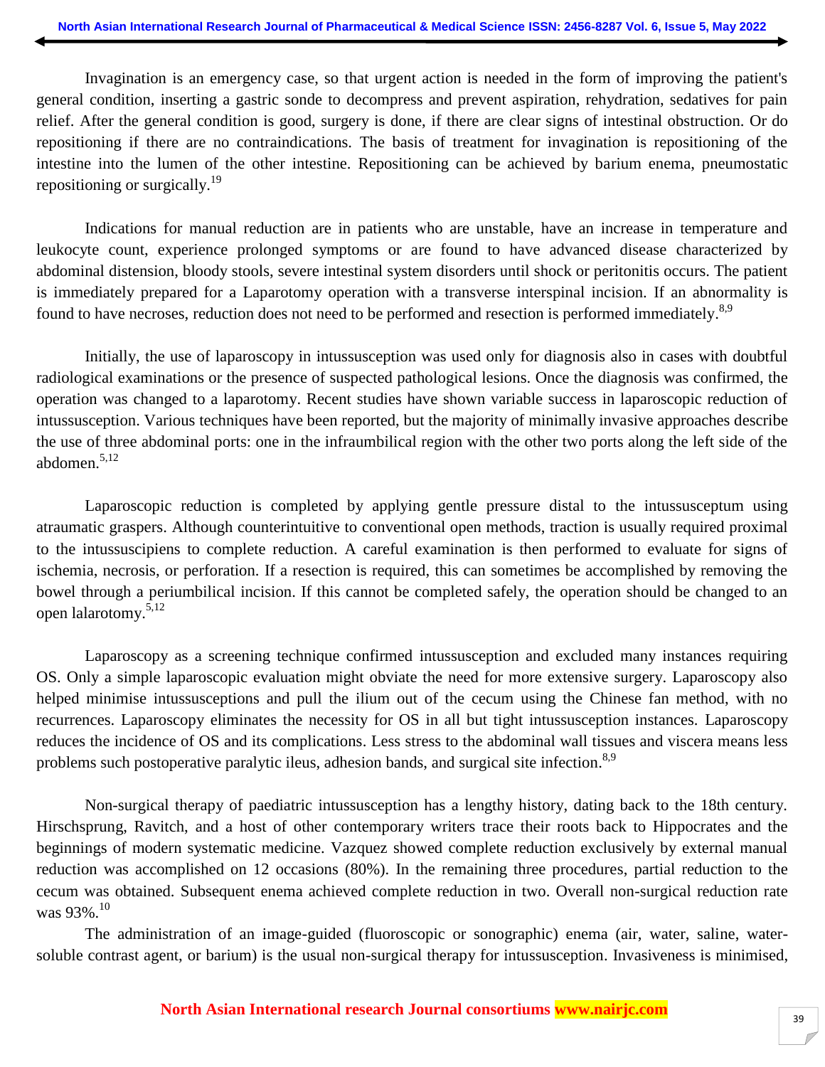Invagination is an emergency case, so that urgent action is needed in the form of improving the patient's general condition, inserting a gastric sonde to decompress and prevent aspiration, rehydration, sedatives for pain relief. After the general condition is good, surgery is done, if there are clear signs of intestinal obstruction. Or do repositioning if there are no contraindications. The basis of treatment for invagination is repositioning of the intestine into the lumen of the other intestine. Repositioning can be achieved by barium enema, pneumostatic repositioning or surgically.[19]

Indications for manual reduction are in patients who are unstable, have an increase in temperature and leukocyte count, experience prolonged symptoms or are found to have advanced disease characterized by abdominal distension, bloody stools, severe intestinal system disorders until shock or peritonitis occurs. The patient is immediately prepared for a Laparotomy operation with a transverse interspinal incision. If an abnormality is found to have necroses, reduction does not need to be performed and resection is performed immediately.[8,9]

Initially, the use of laparoscopy in intussusception was used only for diagnosis also in cases with doubtful radiological examinations or the presence of suspected pathological lesions. Once the diagnosis was confirmed, the operation was changed to a laparotomy. Recent studies have shown variable success in laparoscopic reduction of intussusception. Various techniques have been reported, but the majority of minimally invasive approaches describe the use of three abdominal ports: one in the infraumbilical region with the other two ports along the left side of the abdomen.[5,12]

Laparoscopic reduction is completed by applying gentle pressure distal to the intussusceptum using atraumatic graspers. Although counterintuitive to conventional open methods, traction is usually required proximal to the intussuscipiens to complete reduction. A careful examination is then performed to evaluate for signs of ischemia, necrosis, or perforation. If a resection is required, this can sometimes be accomplished by removing the bowel through a periumbilical incision. If this cannot be completed safely, the operation should be changed to an open lalarotomy.[5,12]

Laparoscopy as a screening technique confirmed intussusception and excluded many instances requiring OS. Only a simple laparoscopic evaluation might obviate the need for more extensive surgery. Laparoscopy also helped minimise intussusceptions and pull the ilium out of the cecum using the Chinese fan method, with no recurrences. Laparoscopy eliminates the necessity for OS in all but tight intussusception instances. Laparoscopy reduces the incidence of OS and its complications. Less stress to the abdominal wall tissues and viscera means less problems such postoperative paralytic ileus, adhesion bands, and surgical site infection.[8,9]

Non-surgical therapy of paediatric intussusception has a lengthy history, dating back to the 18th century. Hirschsprung, Ravitch, and a host of other contemporary writers trace their roots back to Hippocrates and the beginnings of modern systematic medicine. Vazquez showed complete reduction exclusively by external manual reduction was accomplished on 12 occasions (80%). In the remaining three procedures, partial reduction to the cecum was obtained. Subsequent enema achieved complete reduction in two. Overall non-surgical reduction rate was 93%.[10]

The administration of an image-guided (fluoroscopic or sonographic) enema (air, water, saline, water-soluble contrast agent, or barium) is the usual non-surgical therapy for intussusception. Invasiveness is minimised,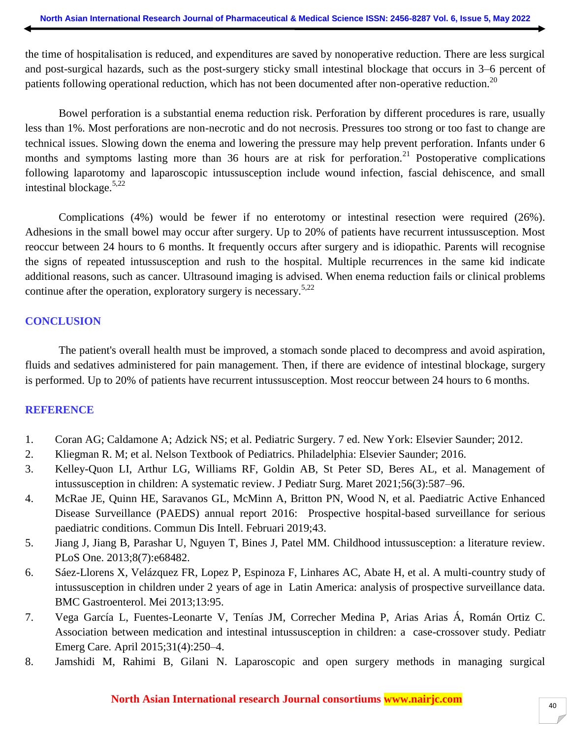the time of hospitalisation is reduced, and expenditures are saved by nonoperative reduction. There are less surgical and post-surgical hazards, such as the post-surgery sticky small intestinal blockage that occurs in 3–6 percent of patients following operational reduction, which has not been documented after non-operative reduction.[20]

Bowel perforation is a substantial enema reduction risk. Perforation by different procedures is rare, usually less than 1%. Most perforations are non-necrotic and do not necrosis. Pressures too strong or too fast to change are technical issues. Slowing down the enema and lowering the pressure may help prevent perforation. Infants under 6 months and symptoms lasting more than 36 hours are at risk for perforation.[21] Postoperative complications following laparotomy and laparoscopic intussusception include wound infection, fascial dehiscence, and small intestinal blockage.[5,22]

Complications (4%) would be fewer if no enterotomy or intestinal resection were required (26%). Adhesions in the small bowel may occur after surgery. Up to 20% of patients have recurrent intussusception. Most reoccur between 24 hours to 6 months. It frequently occurs after surgery and is idiopathic. Parents will recognise the signs of repeated intussusception and rush to the hospital. Multiple recurrences in the same kid indicate additional reasons, such as cancer. Ultrasound imaging is advised. When enema reduction fails or clinical problems continue after the operation, exploratory surgery is necessary.[5,22]

## CONCLUSION

The patient's overall health must be improved, a stomach sonde placed to decompress and avoid aspiration, fluids and sedatives administered for pain management. Then, if there are evidence of intestinal blockage, surgery is performed. Up to 20% of patients have recurrent intussusception. Most reoccur between 24 hours to 6 months.

## REFERENCE

1. Coran AG; Caldamone A; Adzick NS; et al. Pediatric Surgery. 7 ed. New York: Elsevier Saunder; 2012.
2. Kliegman R. M; et al. Nelson Textbook of Pediatrics. Philadelphia: Elsevier Saunder; 2016.
3. Kelley-Quon LI, Arthur LG, Williams RF, Goldin AB, St Peter SD, Beres AL, et al. Management of intussusception in children: A systematic review. J Pediatr Surg. Maret 2021;56(3):587–96.
4. McRae JE, Quinn HE, Saravanos GL, McMinn A, Britton PN, Wood N, et al. Paediatric Active Enhanced Disease Surveillance (PAEDS) annual report 2016: Prospective hospital-based surveillance for serious paediatric conditions. Commun Dis Intell. Februari 2019;43.
5. Jiang J, Jiang B, Parashar U, Nguyen T, Bines J, Patel MM. Childhood intussusception: a literature review. PLoS One. 2013;8(7):e68482.
6. Sáez-Llorens X, Velázquez FR, Lopez P, Espinoza F, Linhares AC, Abate H, et al. A multi-country study of intussusception in children under 2 years of age in Latin America: analysis of prospective surveillance data. BMC Gastroenterol. Mei 2013;13:95.
7. Vega García L, Fuentes-Leonarte V, Tenías JM, Correcher Medina P, Arias Arias Á, Román Ortiz C. Association between medication and intestinal intussusception in children: a case-crossover study. Pediatr Emerg Care. April 2015;31(4):250–4.
8. Jamshidi M, Rahimi B, Gilani N. Laparoscopic and open surgery methods in managing surgical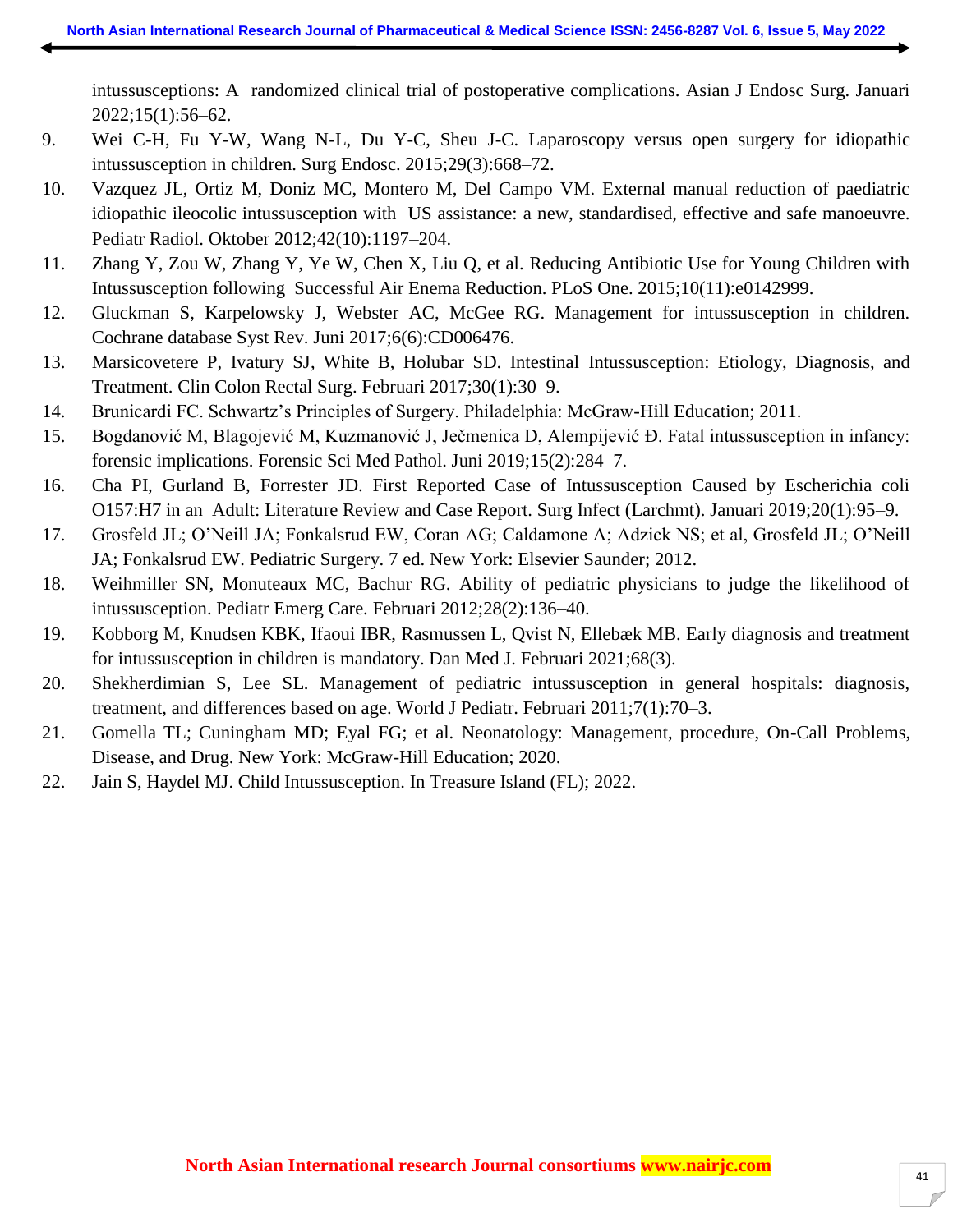intussusceptions: A randomized clinical trial of postoperative complications. Asian J Endosc Surg. Januari 2022;15(1):56–62.

9. Wei C-H, Fu Y-W, Wang N-L, Du Y-C, Sheu J-C. Laparoscopy versus open surgery for idiopathic intussusception in children. Surg Endosc. 2015;29(3):668–72.
10. Vazquez JL, Ortiz M, Doniz MC, Montero M, Del Campo VM. External manual reduction of paediatric idiopathic ileocolic intussusception with US assistance: a new, standardised, effective and safe manoeuvre. Pediatr Radiol. Oktober 2012;42(10):1197–204.
11. Zhang Y, Zou W, Zhang Y, Ye W, Chen X, Liu Q, et al. Reducing Antibiotic Use for Young Children with Intussusception following Successful Air Enema Reduction. PLoS One. 2015;10(11):e0142999.
12. Gluckman S, Karpelowsky J, Webster AC, McGee RG. Management for intussusception in children. Cochrane database Syst Rev. Juni 2017;6(6):CD006476.
13. Marsicovetere P, Ivatury SJ, White B, Holubar SD. Intestinal Intussusception: Etiology, Diagnosis, and Treatment. Clin Colon Rectal Surg. Februari 2017;30(1):30–9.
14. Brunicardi FC. Schwartz's Principles of Surgery. Philadelphia: McGraw-Hill Education; 2011.
15. Bogdanović M, Blagojević M, Kuzmanović J, Ječmenica D, Alempijević Đ. Fatal intussusception in infancy: forensic implications. Forensic Sci Med Pathol. Juni 2019;15(2):284–7.
16. Cha PI, Gurland B, Forrester JD. First Reported Case of Intussusception Caused by Escherichia coli O157:H7 in an Adult: Literature Review and Case Report. Surg Infect (Larchmt). Januari 2019;20(1):95–9.
17. Grosfeld JL; O'Neill JA; Fonkalsrud EW, Coran AG; Caldamone A; Adzick NS; et al, Grosfeld JL; O'Neill JA; Fonkalsrud EW. Pediatric Surgery. 7 ed. New York: Elsevier Saunder; 2012.
18. Weihmiller SN, Monuteaux MC, Bachur RG. Ability of pediatric physicians to judge the likelihood of intussusception. Pediatr Emerg Care. Februari 2012;28(2):136–40.
19. Kobborg M, Knudsen KBK, Ifaoui IBR, Rasmussen L, Qvist N, Ellebæk MB. Early diagnosis and treatment for intussusception in children is mandatory. Dan Med J. Februari 2021;68(3).
20. Shekherdimian S, Lee SL. Management of pediatric intussusception in general hospitals: diagnosis, treatment, and differences based on age. World J Pediatr. Februari 2011;7(1):70–3.
21. Gomella TL; Cuningham MD; Eyal FG; et al. Neonatology: Management, procedure, On-Call Problems, Disease, and Drug. New York: McGraw-Hill Education; 2020.
22. Jain S, Haydel MJ. Child Intussusception. In Treasure Island (FL); 2022.